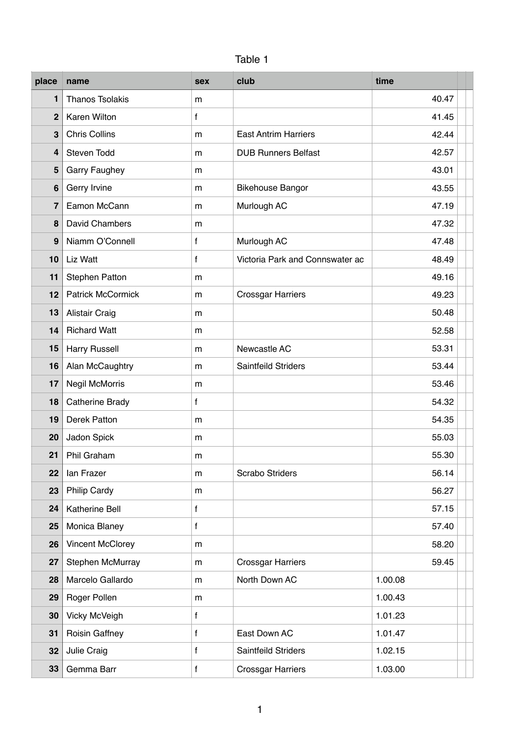Table 1

| place | name | sex | club | time | | |
|---|---|---|---|---|---|---|
| 1 | Thanos Tsolakis | m | | 40.47 | | |
| 2 | Karen Wilton | f | | 41.45 | | |
| 3 | Chris Collins | m | East Antrim Harriers | 42.44 | | |
| 4 | Steven Todd | m | DUB Runners Belfast | 42.57 | | |
| 5 | Garry Faughey | m | | 43.01 | | |
| 6 | Gerry Irvine | m | Bikehouse Bangor | 43.55 | | |
| 7 | Eamon McCann | m | Murlough AC | 47.19 | | |
| 8 | David Chambers | m | | 47.32 | | |
| 9 | Niamm O'Connell | f | Murlough AC | 47.48 | | |
| 10 | Liz Watt | f | Victoria Park and Connswater ac | 48.49 | | |
| 11 | Stephen Patton | m | | 49.16 | | |
| 12 | Patrick McCormick | m | Crossgar Harriers | 49.23 | | |
| 13 | Alistair Craig | m | | 50.48 | | |
| 14 | Richard Watt | m | | 52.58 | | |
| 15 | Harry Russell | m | Newcastle AC | 53.31 | | |
| 16 | Alan McCaughtry | m | Saintfeild Striders | 53.44 | | |
| 17 | Negil McMorris | m | | 53.46 | | |
| 18 | Catherine Brady | f | | 54.32 | | |
| 19 | Derek Patton | m | | 54.35 | | |
| 20 | Jadon Spick | m | | 55.03 | | |
| 21 | Phil Graham | m | | 55.30 | | |
| 22 | Ian Frazer | m | Scrabo Striders | 56.14 | | |
| 23 | Philip Cardy | m | | 56.27 | | |
| 24 | Katherine Bell | f | | 57.15 | | |
| 25 | Monica Blaney | f | | 57.40 | | |
| 26 | Vincent McClorey | m | | 58.20 | | |
| 27 | Stephen McMurray | m | Crossgar Harriers | 59.45 | | |
| 28 | Marcelo Gallardo | m | North Down AC | 1.00.08 | | |
| 29 | Roger Pollen | m | | 1.00.43 | | |
| 30 | Vicky McVeigh | f | | 1.01.23 | | |
| 31 | Roisin Gaffney | f | East Down AC | 1.01.47 | | |
| 32 | Julie Craig | f | Saintfeild Striders | 1.02.15 | | |
| 33 | Gemma Barr | f | Crossgar Harriers | 1.03.00 | | |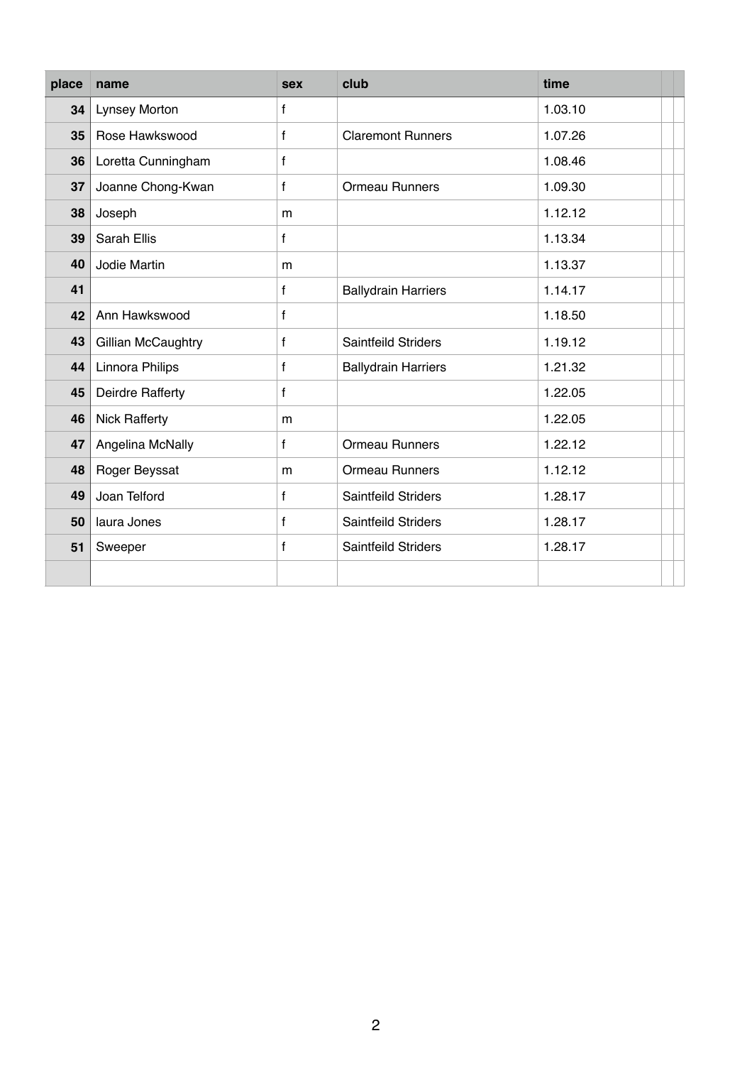| place | name | sex | club | time | | |
|---|---|---|---|---|---|---|
| 34 | Lynsey Morton | f | | 1.03.10 | | |
| 35 | Rose Hawkswood | f | Claremont Runners | 1.07.26 | | |
| 36 | Loretta Cunningham | f | | 1.08.46 | | |
| 37 | Joanne Chong-Kwan | f | Ormeau Runners | 1.09.30 | | |
| 38 | Joseph | m | | 1.12.12 | | |
| 39 | Sarah Ellis | f | | 1.13.34 | | |
| 40 | Jodie Martin | m | | 1.13.37 | | |
| 41 | | f | Ballydrain Harriers | 1.14.17 | | |
| 42 | Ann Hawkswood | f | | 1.18.50 | | |
| 43 | Gillian McCaughtry | f | Saintfeild Striders | 1.19.12 | | |
| 44 | Linnora Philips | f | Ballydrain Harriers | 1.21.32 | | |
| 45 | Deirdre Rafferty | f | | 1.22.05 | | |
| 46 | Nick Rafferty | m | | 1.22.05 | | |
| 47 | Angelina McNally | f | Ormeau Runners | 1.22.12 | | |
| 48 | Roger Beyssat | m | Ormeau Runners | 1.12.12 | | |
| 49 | Joan Telford | f | Saintfeild Striders | 1.28.17 | | |
| 50 | laura Jones | f | Saintfeild Striders | 1.28.17 | | |
| 51 | Sweeper | f | Saintfeild Striders | 1.28.17 | | |
| | | | | | | |